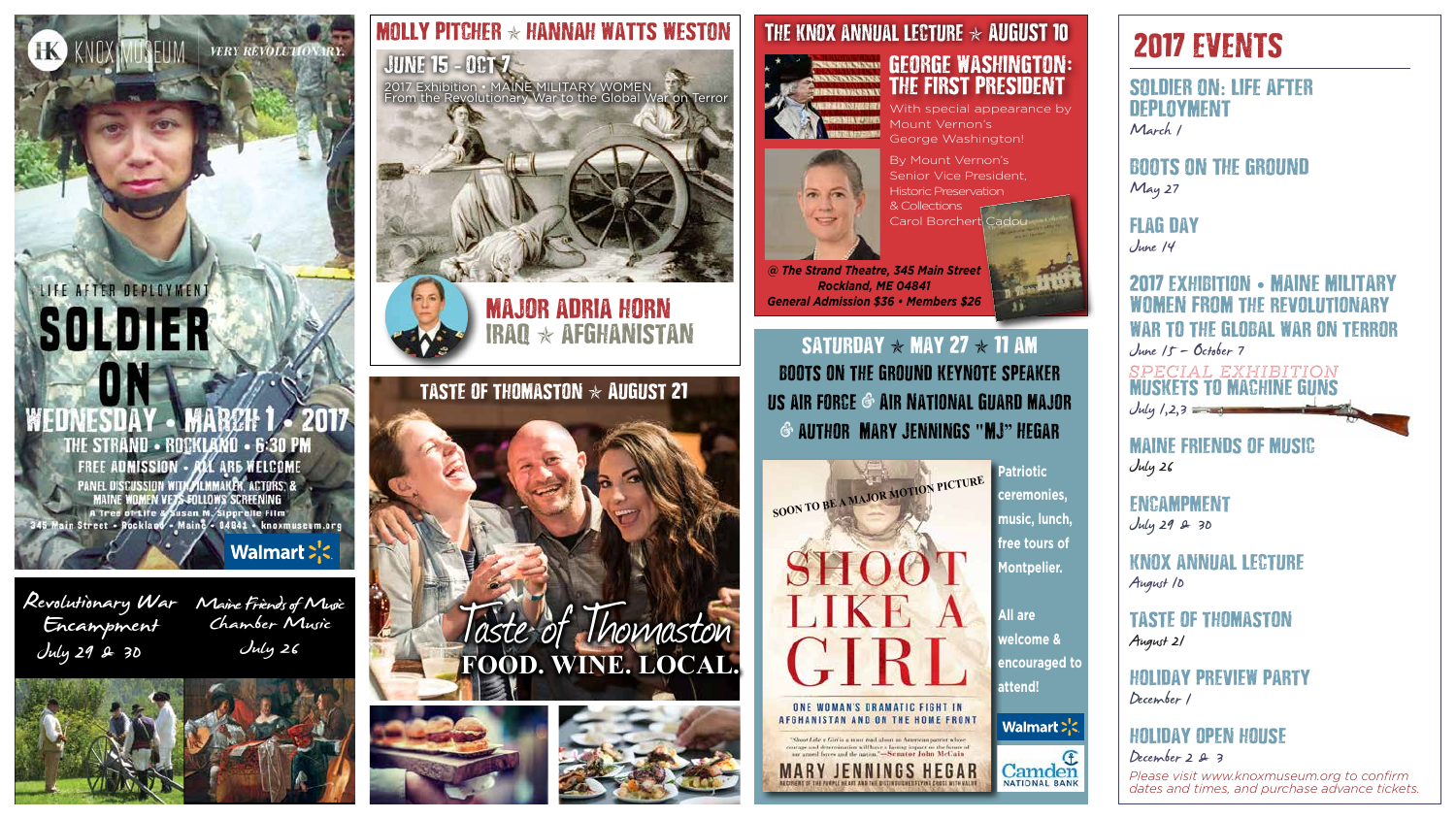KNOX MUSEUM *VERY REVOLUTIONARY.*

LIFE AFTER DEPLOYMENT

# SOLDIER ON

WEDNESDAY • MARCH 1 • 2017

THE STRAND • ROCKLAND • 6:30 PM

FREE ADMISSION • ALL ARE WELCOME

PANEL DISCUSSION WITH FILMMAKER, ACTORS, & MAINE WOMEN VETS FOLLOWS SCREENING

A Tree of Life & Susan M. Sipprelle Film

345 Main Street • Rockland • Maine • 04841 • knoxmuseum.org

Walmart

*Revolutionary War Encampment*
*July 29 & 30*

*Maine Friends of Music Chamber Music*
*July 26*

## MOLLY PITCHER ★ HANNAH WATTS WESTON

JUNE 15 - OCT 7

2017 Exhibition • MAINE MILITARY WOMEN
From the Revolutionary War to the Global War on Terror

MAJOR ADRIA HORN
IRAQ ★ AFGHANISTAN

## TASTE OF THOMASTON ★ AUGUST 21

*Taste of Thomaston*
FOOD. WINE. LOCAL.

## THE KNOX ANNUAL LECTURE ★ AUGUST 10

GEORGE WASHINGTON: THE FIRST PRESIDENT

With special appearance by Mount Vernon's George Washington!

By Mount Vernon's Senior Vice President, Historic Preservation & Collections Carol Borchert Cadou

*@ The Strand Theatre, 345 Main Street Rockland, ME 04841*
*General Admission $36 • Members $26*

## SATURDAY ★ MAY 27 ★ 11 AM

BOOTS ON THE GROUND KEYNOTE SPEAKER
US AIR FORCE & AIR NATIONAL GUARD MAJOR & AUTHOR MARY JENNINGS "MJ" HEGAR

SOON TO BE A MAJOR MOTION PICTURE

SHOOT LIKE A GIRL

ONE WOMAN'S DRAMATIC FIGHT IN AFGHANISTAN AND ON THE HOME FRONT

MARY JENNINGS HEGAR

Patriotic ceremonies, music, lunch, free tours of Montpelier.

All are welcome & encouraged to attend!

Walmart

Camden National Bank

# 2017 EVENTS

**SOLDIER ON: LIFE AFTER DEPLOYMENT**
*March 1*

**BOOTS ON THE GROUND**
*May 27*

**FLAG DAY**
*June 14*

**2017 EXHIBITION • MAINE MILITARY WOMEN FROM THE REVOLUTIONARY WAR TO THE GLOBAL WAR ON TERROR**
*June 15 – October 7*

SPECIAL EXHIBITION
**MUSKETS TO MACHINE GUNS**
*July 1,2,3*

**MAINE FRIENDS OF MUSIC**
*July 26*

**ENCAMPMENT**
*July 29 & 30*

**KNOX ANNUAL LECTURE**
*August 10*

**TASTE OF THOMASTON**
*August 21*

**HOLIDAY PREVIEW PARTY**
*December 1*

**HOLIDAY OPEN HOUSE**
*December 2 & 3*

*Please visit www.knoxmuseum.org to confirm dates and times, and purchase advance tickets.*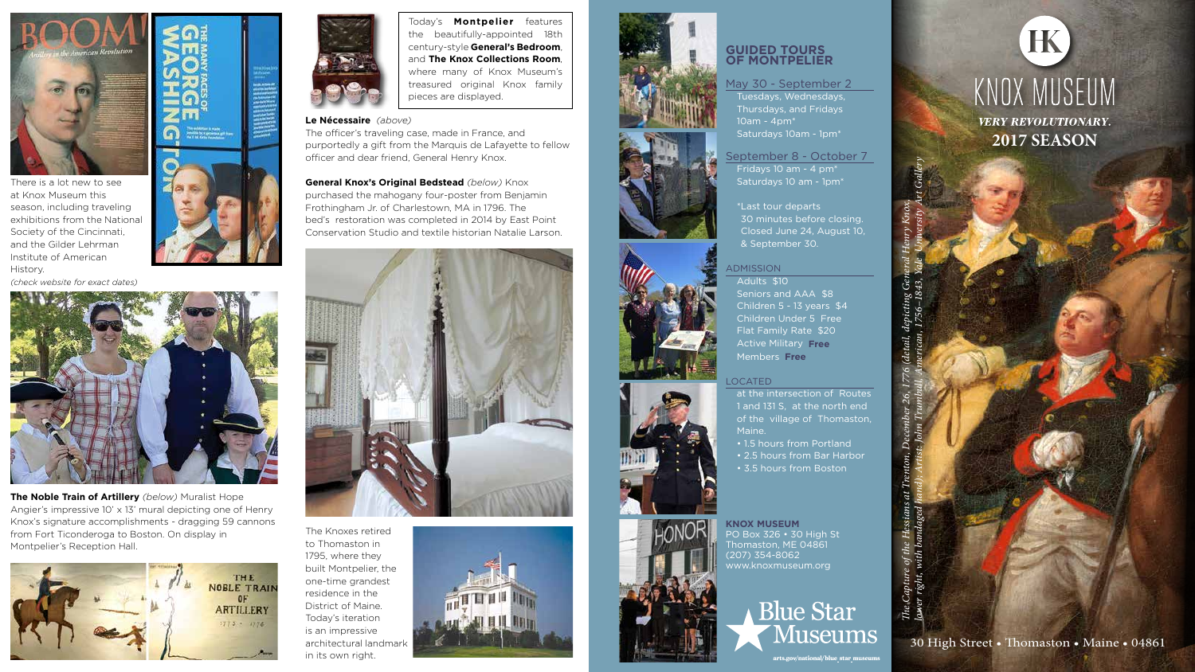There is a lot new to see at Knox Museum this season, including traveling exhibitions from the National Society of the Cincinnati, and the Gilder Lehrman Institute of American History.

*(check website for exact dates)*

**The Noble Train of Artillery** *(below)* Muralist Hope Angier's impressive 10' x 13' mural depicting one of Henry Knox's signature accomplishments - dragging 59 cannons from Fort Ticonderoga to Boston. On display in Montpelier's Reception Hall.

Today's **Montpelier** features the beautifully-appointed 18th century-style **General's Bedroom**, and **The Knox Collections Room**, where many of Knox Museum's treasured original Knox family pieces are displayed.

**Le Nécessaire** *(above)*
The officer's traveling case, made in France, and purportedly a gift from the Marquis de Lafayette to fellow officer and dear friend, General Henry Knox.

**General Knox's Original Bedstead** *(below)* Knox purchased the mahogany four-poster from Benjamin Frothingham Jr. of Charlestown, MA in 1796. The bed's restoration was completed in 2014 by East Point Conservation Studio and textile historian Natalie Larson.

The Knoxes retired to Thomaston in 1795, where they built Montpelier, the one-time grandest residence in the District of Maine. Today's iteration is an impressive architectural landmark in its own right.

## GUIDED TOURS OF MONTPELIER

May 30 - September 2
Tuesdays, Wednesdays, Thursdays, and Fridays 10am - 4pm*
Saturdays 10am - 1pm*

September 8 - October 7
Fridays 10 am - 4 pm*
Saturdays 10 am - 1pm*

*Last tour departs 30 minutes before closing. Closed June 24, August 10, & September 30.

### ADMISSION

Adults $10
Seniors and AAA $8
Children 5 - 13 years $4
Children Under 5 Free
Flat Family Rate $20
Active Military **Free**
Members **Free**

### LOCATED

at the intersection of Routes 1 and 131 S, at the north end of the village of Thomaston, Maine.

- 1.5 hours from Portland
- 2.5 hours from Bar Harbor
- 3.5 hours from Boston

**KNOX MUSEUM**
PO Box 326 • 30 High St
Thomaston, ME 04861
(207) 354-8062
www.knoxmuseum.org

Blue Star Museums
arts.gov/national/blue_star_museums

# KNOX MUSEUM

***VERY REVOLUTIONARY.***
**2017 SEASON**

*The Capture of the Hessians at Trenton, December 26, 1776 (detail, depicting General Henry Knox, lower right, with bandaged hand). Artist: John Trumbull, American, 1756–1843. Yale University Art Gallery*

30 High Street • Thomaston • Maine • 04861